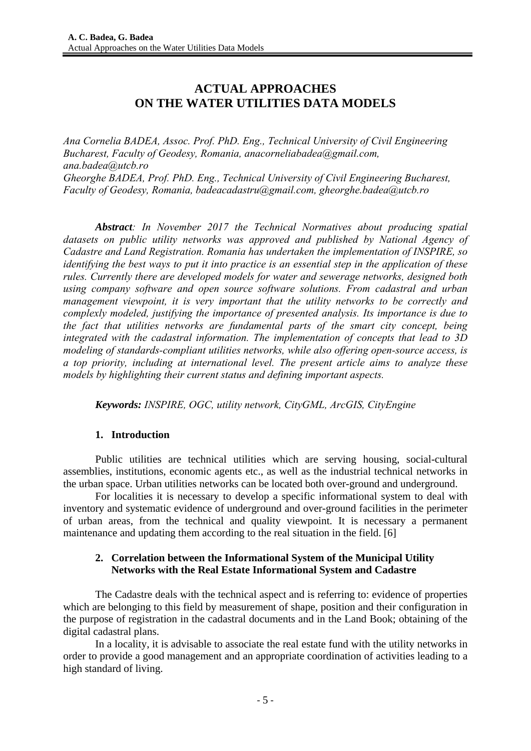# ACTUAL APPROACHES ON THE WATER UTILITIES DATA MODELS

*Ana Cornelia BADEA, Assoc. Prof. PhD. Eng., Technical University of Civil Engineering Bucharest, Faculty of Geodesy, Romania, anacorneliabadea@gmail.com, ana.badea@utcb.ro*
*Gheorghe BADEA, Prof. PhD. Eng., Technical University of Civil Engineering Bucharest, Faculty of Geodesy, Romania, badeacadastru@gmail.com, gheorghe.badea@utcb.ro*

***Abstract**: In November 2017 the Technical Normatives about producing spatial datasets on public utility networks was approved and published by National Agency of Cadastre and Land Registration. Romania has undertaken the implementation of INSPIRE, so identifying the best ways to put it into practice is an essential step in the application of these rules. Currently there are developed models for water and sewerage networks, designed both using company software and open source software solutions. From cadastral and urban management viewpoint, it is very important that the utility networks to be correctly and complexly modeled, justifying the importance of presented analysis. Its importance is due to the fact that utilities networks are fundamental parts of the smart city concept, being integrated with the cadastral information. The implementation of concepts that lead to 3D modeling of standards-compliant utilities networks, while also offering open-source access, is a top priority, including at international level. The present article aims to analyze these models by highlighting their current status and defining important aspects.*

***Keywords:** INSPIRE, OGC, utility network, CityGML, ArcGIS, CityEngine*

## 1. Introduction

Public utilities are technical utilities which are serving housing, social-cultural assemblies, institutions, economic agents etc., as well as the industrial technical networks in the urban space. Urban utilities networks can be located both over-ground and underground.

For localities it is necessary to develop a specific informational system to deal with inventory and systematic evidence of underground and over-ground facilities in the perimeter of urban areas, from the technical and quality viewpoint. It is necessary a permanent maintenance and updating them according to the real situation in the field. [6]

## 2. Correlation between the Informational System of the Municipal Utility Networks with the Real Estate Informational System and Cadastre

The Cadastre deals with the technical aspect and is referring to: evidence of properties which are belonging to this field by measurement of shape, position and their configuration in the purpose of registration in the cadastral documents and in the Land Book; obtaining of the digital cadastral plans.

In a locality, it is advisable to associate the real estate fund with the utility networks in order to provide a good management and an appropriate coordination of activities leading to a high standard of living.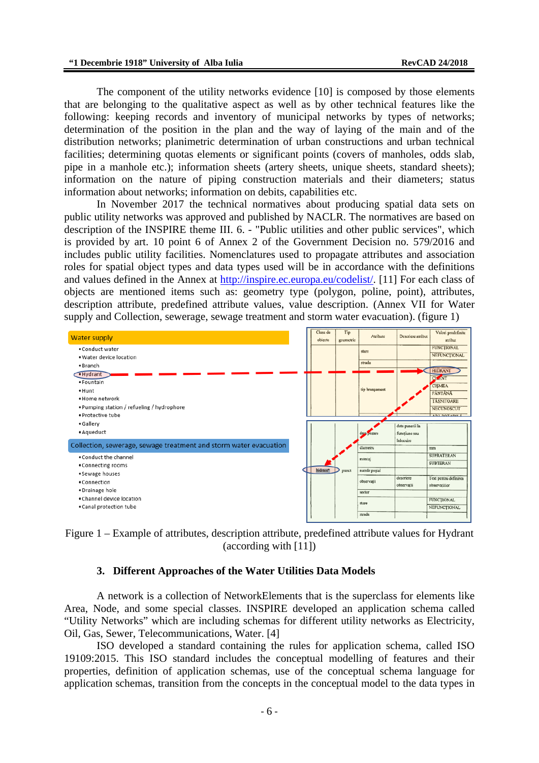The component of the utility networks evidence [10] is composed by those elements that are belonging to the qualitative aspect as well as by other technical features like the following: keeping records and inventory of municipal networks by types of networks; determination of the position in the plan and the way of laying of the main and of the distribution networks; planimetric determination of urban constructions and urban technical facilities; determining quotas elements or significant points (covers of manholes, odds slab, pipe in a manhole etc.); information sheets (artery sheets, unique sheets, standard sheets); information on the nature of piping construction materials and their diameters; status information about networks; information on debits, capabilities etc.

In November 2017 the technical normatives about producing spatial data sets on public utility networks was approved and published by NACLR. The normatives are based on description of the INSPIRE theme III. 6. - "Public utilities and other public services", which is provided by art. 10 point 6 of Annex 2 of the Government Decision no. 579/2016 and includes public utility facilities. Nomenclatures used to propagate attributes and association roles for spatial object types and data types used will be in accordance with the definitions and values defined in the Annex at http://inspire.ec.europa.eu/codelist/. [11] For each class of objects are mentioned items such as: geometry type (polygon, poline, point), attributes, description attribute, predefined attribute values, value description. (Annex VII for Water supply and Collection, sewerage, sewage treatment and storm water evacuation). (figure 1)

Figure 1 – Example of attributes, description attribute, predefined attribute values for Hydrant (according with [11])

## 3. Different Approaches of the Water Utilities Data Models

A network is a collection of NetworkElements that is the superclass for elements like Area, Node, and some special classes. INSPIRE developed an application schema called "Utility Networks" which are including schemas for different utility networks as Electricity, Oil, Gas, Sewer, Telecommunications, Water. [4]

ISO developed a standard containing the rules for application schema, called ISO 19109:2015. This ISO standard includes the conceptual modelling of features and their properties, definition of application schemas, use of the conceptual schema language for application schemas, transition from the concepts in the conceptual model to the data types in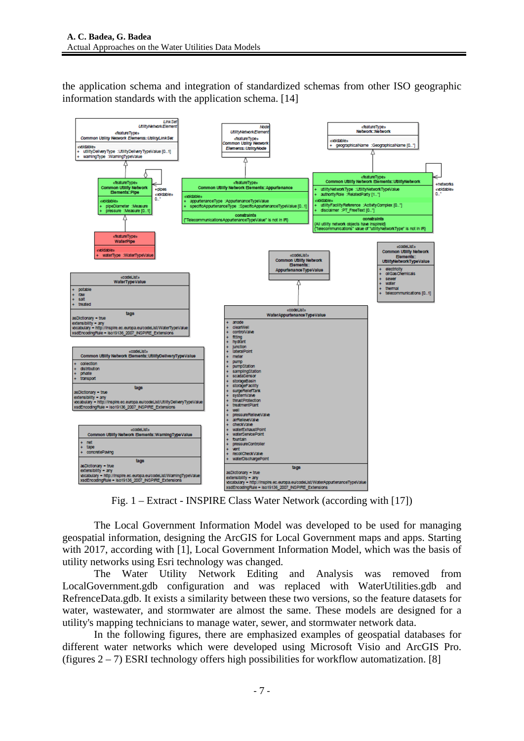the application schema and integration of standardized schemas from other ISO geographic information standards with the application schema. [14]

Fig. 1 – Extract - INSPIRE Class Water Network (according with [17])

The Local Government Information Model was developed to be used for managing geospatial information, designing the ArcGIS for Local Government maps and apps. Starting with 2017, according with [1], Local Government Information Model, which was the basis of utility networks using Esri technology was changed.

The Water Utility Network Editing and Analysis was removed from LocalGovernment.gdb configuration and was replaced with WaterUtilities.gdb and RefrenceData.gdb. It exists a similarity between these two versions, so the feature datasets for water, wastewater, and stormwater are almost the same. These models are designed for a utility's mapping technicians to manage water, sewer, and stormwater network data.

In the following figures, there are emphasized examples of geospatial databases for different water networks which were developed using Microsoft Visio and ArcGIS Pro. (figures 2 – 7) ESRI technology offers high possibilities for workflow automatization. [8]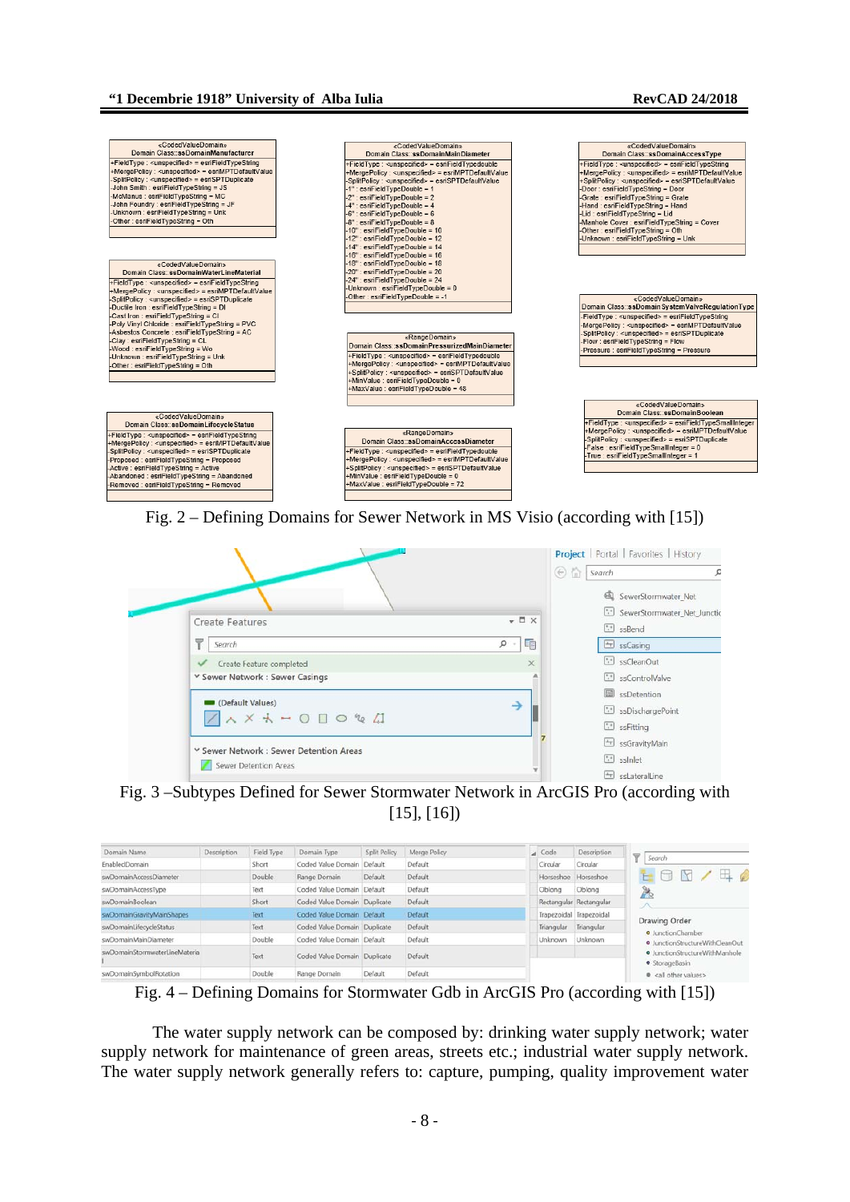Fig. 2 – Defining Domains for Sewer Network in MS Visio (according with [15])

Fig. 3 –Subtypes Defined for Sewer Stormwater Network in ArcGIS Pro (according with [15], [16])

Fig. 4 – Defining Domains for Stormwater Gdb in ArcGIS Pro (according with [15])

The water supply network can be composed by: drinking water supply network; water supply network for maintenance of green areas, streets etc.; industrial water supply network. The water supply network generally refers to: capture, pumping, quality improvement water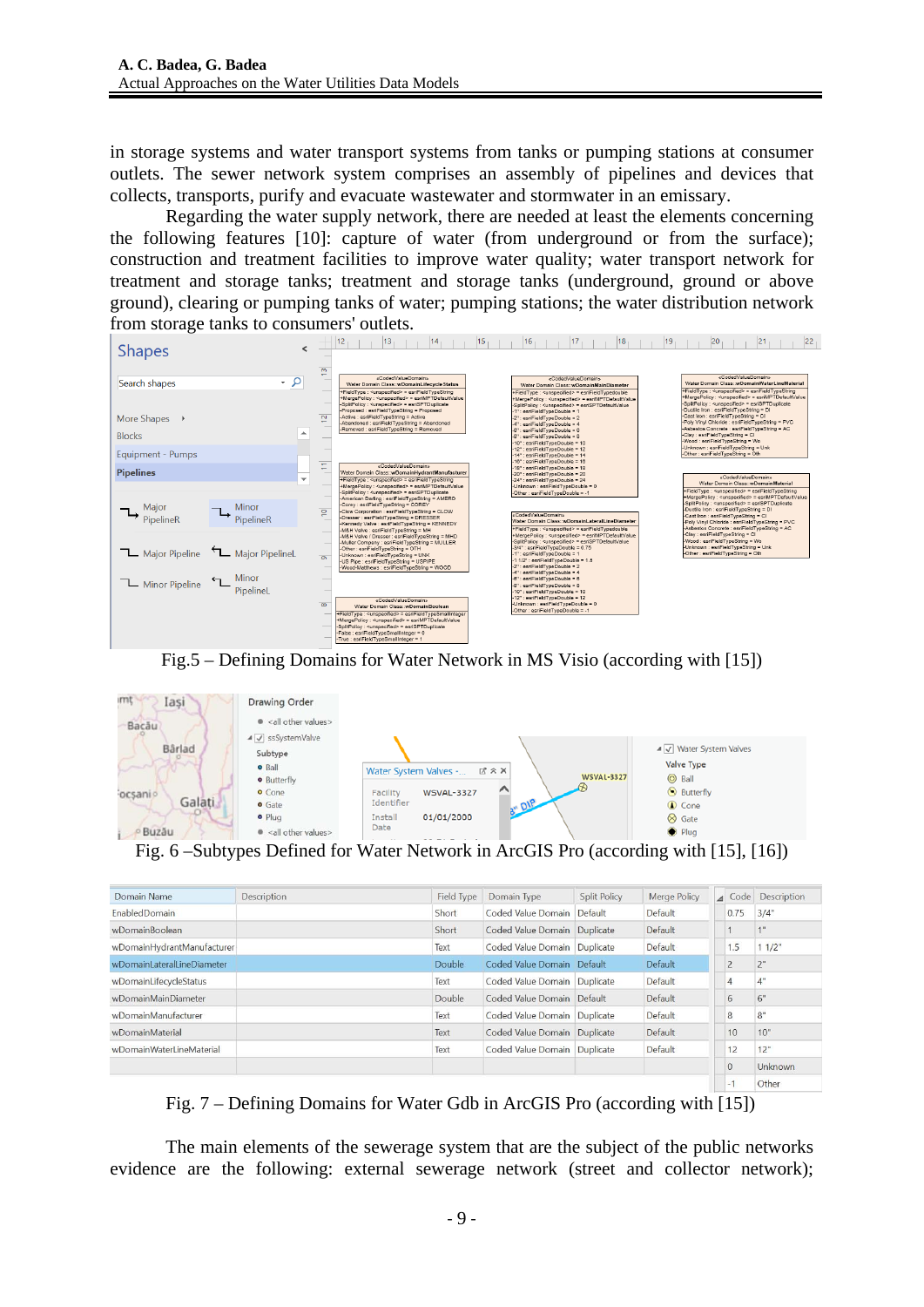in storage systems and water transport systems from tanks or pumping stations at consumer outlets. The sewer network system comprises an assembly of pipelines and devices that collects, transports, purify and evacuate wastewater and stormwater in an emissary.

Regarding the water supply network, there are needed at least the elements concerning the following features [10]: capture of water (from underground or from the surface); construction and treatment facilities to improve water quality; water transport network for treatment and storage tanks; treatment and storage tanks (underground, ground or above ground), clearing or pumping tanks of water; pumping stations; the water distribution network from storage tanks to consumers' outlets.

Fig.5 – Defining Domains for Water Network in MS Visio (according with [15])

Fig. 6 –Subtypes Defined for Water Network in ArcGIS Pro (according with [15], [16])

| Domain Name | Description | Field Type | Domain Type | Split Policy | Merge Policy |
|---|---|---|---|---|---|
| EnabledDomain | | Short | Coded Value Domain | Default | Default |
| wDomainBoolean | | Short | Coded Value Domain | Duplicate | Default |
| wDomainHydrantManufacturer | | Text | Coded Value Domain | Duplicate | Default |
| wDomainLateralLineDiameter | | Double | Coded Value Domain | Default | Default |
| wDomainLifecycleStatus | | Text | Coded Value Domain | Duplicate | Default |
| wDomainMainDiameter | | Double | Coded Value Domain | Default | Default |
| wDomainManufacturer | | Text | Coded Value Domain | Duplicate | Default |
| wDomainMaterial | | Text | Coded Value Domain | Duplicate | Default |
| wDomainWaterLineMaterial | | Text | Coded Value Domain | Duplicate | Default |

| Code | Description |
|---|---|
| 0.75 | 3/4" |
| 1 | 1" |
| 1.5 | 1 1/2" |
| 2 | 2" |
| 4 | 4" |
| 6 | 6" |
| 8 | 8" |
| 10 | 10" |
| 12 | 12" |
| 0 | Unknown |
| -1 | Other |

Fig. 7 – Defining Domains for Water Gdb in ArcGIS Pro (according with [15])

The main elements of the sewerage system that are the subject of the public networks evidence are the following: external sewerage network (street and collector network);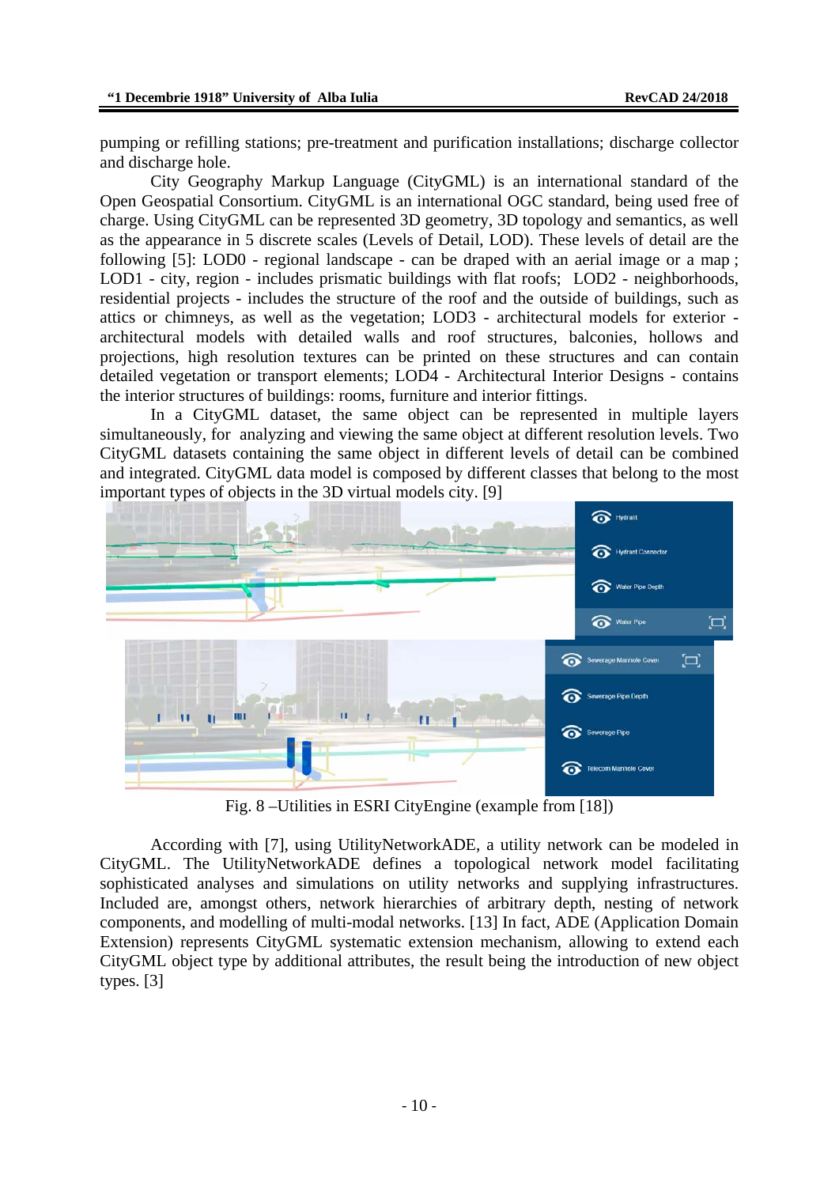pumping or refilling stations; pre-treatment and purification installations; discharge collector and discharge hole.

City Geography Markup Language (CityGML) is an international standard of the Open Geospatial Consortium. CityGML is an international OGC standard, being used free of charge. Using CityGML can be represented 3D geometry, 3D topology and semantics, as well as the appearance in 5 discrete scales (Levels of Detail, LOD). These levels of detail are the following [5]: LOD0 - regional landscape - can be draped with an aerial image or a map ; LOD1 - city, region - includes prismatic buildings with flat roofs; LOD2 - neighborhoods, residential projects - includes the structure of the roof and the outside of buildings, such as attics or chimneys, as well as the vegetation; LOD3 - architectural models for exterior - architectural models with detailed walls and roof structures, balconies, hollows and projections, high resolution textures can be printed on these structures and can contain detailed vegetation or transport elements; LOD4 - Architectural Interior Designs - contains the interior structures of buildings: rooms, furniture and interior fittings.

In a CityGML dataset, the same object can be represented in multiple layers simultaneously, for analyzing and viewing the same object at different resolution levels. Two CityGML datasets containing the same object in different levels of detail can be combined and integrated. CityGML data model is composed by different classes that belong to the most important types of objects in the 3D virtual models city. [9]

Fig. 8 –Utilities in ESRI CityEngine (example from [18])

According with [7], using UtilityNetworkADE, a utility network can be modeled in CityGML. The UtilityNetworkADE defines a topological network model facilitating sophisticated analyses and simulations on utility networks and supplying infrastructures. Included are, amongst others, network hierarchies of arbitrary depth, nesting of network components, and modelling of multi-modal networks. [13] In fact, ADE (Application Domain Extension) represents CityGML systematic extension mechanism, allowing to extend each CityGML object type by additional attributes, the result being the introduction of new object types. [3]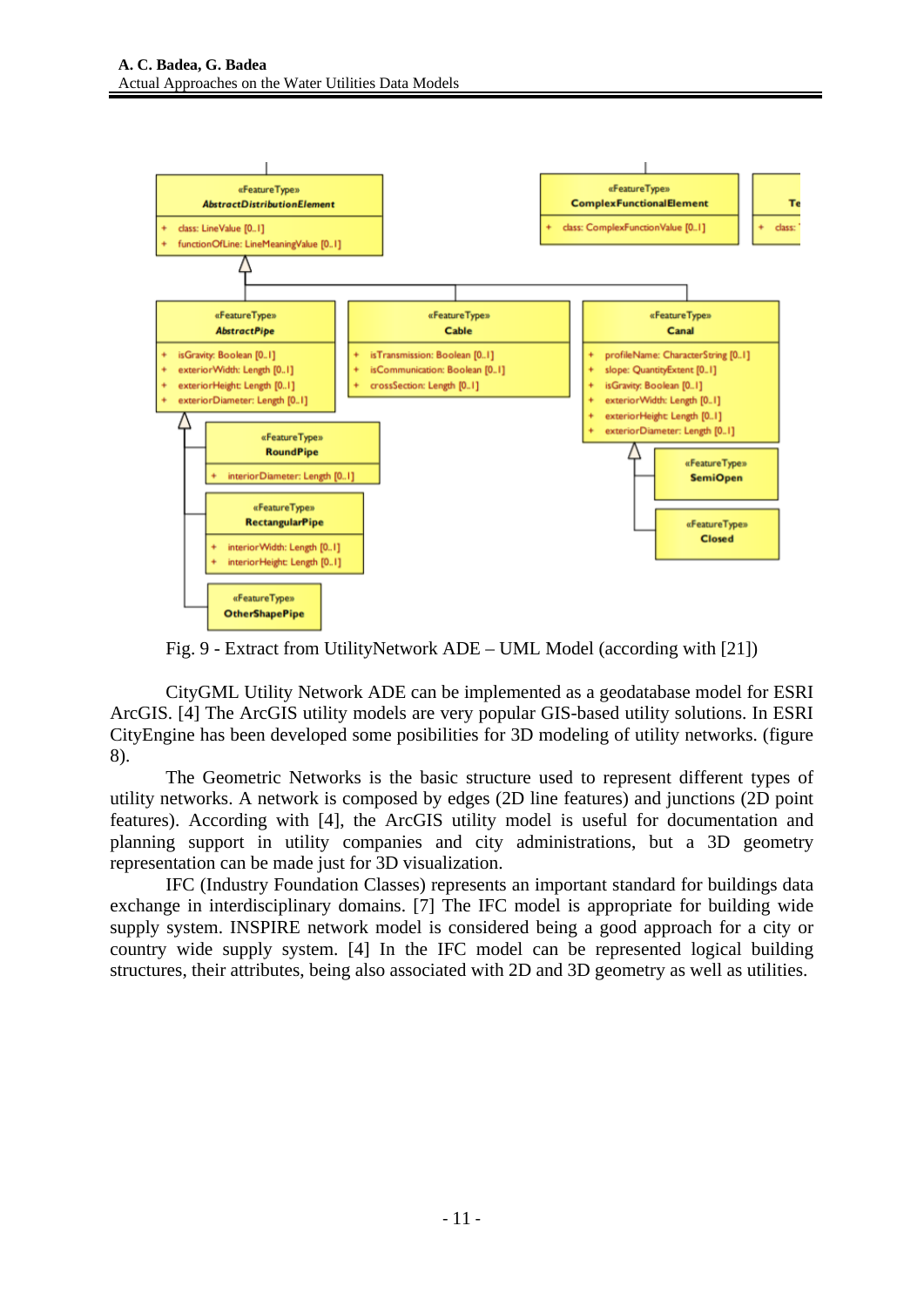Fig. 9 - Extract from UtilityNetwork ADE – UML Model (according with [21])

CityGML Utility Network ADE can be implemented as a geodatabase model for ESRI ArcGIS. [4] The ArcGIS utility models are very popular GIS-based utility solutions. In ESRI CityEngine has been developed some posibilities for 3D modeling of utility networks. (figure 8).

The Geometric Networks is the basic structure used to represent different types of utility networks. A network is composed by edges (2D line features) and junctions (2D point features). According with [4], the ArcGIS utility model is useful for documentation and planning support in utility companies and city administrations, but a 3D geometry representation can be made just for 3D visualization.

IFC (Industry Foundation Classes) represents an important standard for buildings data exchange in interdisciplinary domains. [7] The IFC model is appropriate for building wide supply system. INSPIRE network model is considered being a good approach for a city or country wide supply system. [4] In the IFC model can be represented logical building structures, their attributes, being also associated with 2D and 3D geometry as well as utilities.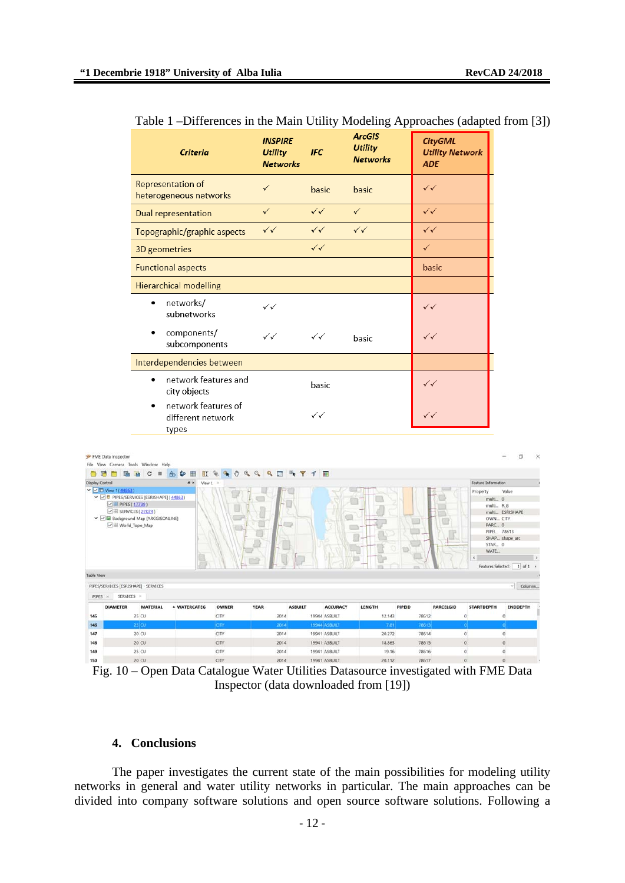Table 1 –Differences in the Main Utility Modeling Approaches (adapted from [3])

| Criteria | *INSPIRE Utility Networks* | *IFC* | *ArcGIS Utility Networks* | *CityGML Utility Network ADE* |
|---|---|---|---|---|
| Representation of heterogeneous networks | ✓ | basic | basic | ✓✓ |
| Dual representation | ✓ | ✓✓ | ✓ | ✓✓ |
| Topographic/graphic aspects | ✓✓ | ✓✓ | ✓✓ | ✓✓ |
| 3D geometries | | ✓✓ | | ✓ |
| Functional aspects | | | | basic |
| Hierarchical modelling | | | | |
| • networks/ subnetworks | ✓✓ | | | ✓✓ |
| • components/ subcomponents | ✓✓ | ✓✓ | basic | ✓✓ |
| Interdependencies between | | | | |
| • network features and city objects | | basic | | ✓✓ |
| • network features of different network types | | ✓✓ | | ✓✓ |

Fig. 10 – Open Data Catalogue Water Utilities Datasource investigated with FME Data Inspector (data downloaded from [19])

## 4. Conclusions

The paper investigates the current state of the main possibilities for modeling utility networks in general and water utility networks in particular. The main approaches can be divided into company software solutions and open source software solutions. Following a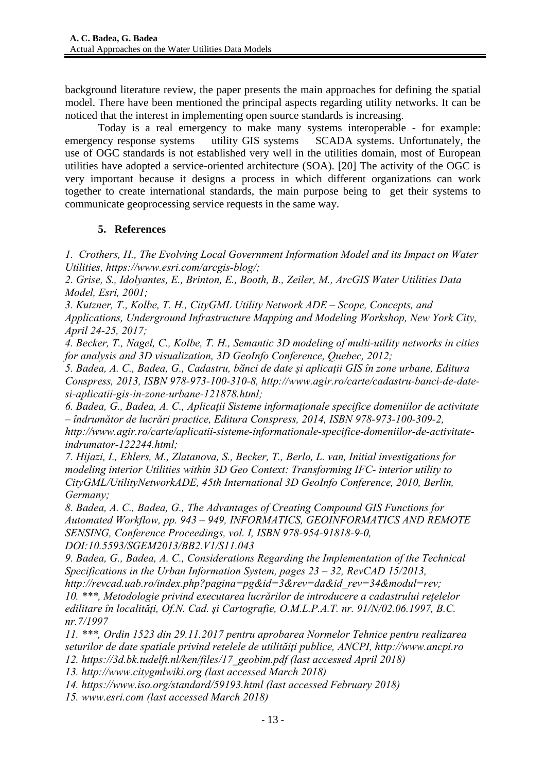background literature review, the paper presents the main approaches for defining the spatial model. There have been mentioned the principal aspects regarding utility networks. It can be noticed that the interest in implementing open source standards is increasing.

Today is a real emergency to make many systems interoperable - for example: emergency response systems utility GIS systems SCADA systems. Unfortunately, the use of OGC standards is not established very well in the utilities domain, most of European utilities have adopted a service-oriented architecture (SOA). [20] The activity of the OGC is very important because it designs a process in which different organizations can work together to create international standards, the main purpose being to get their systems to communicate geoprocessing service requests in the same way.

## 5. References

*1. Crothers, H., The Evolving Local Government Information Model and its Impact on Water Utilities, https://www.esri.com/arcgis-blog/;*

*2. Grise, S., Idolyantes, E., Brinton, E., Booth, B., Zeiler, M., ArcGIS Water Utilities Data Model, Esri, 2001;*

*3. Kutzner, T., Kolbe, T. H., CityGML Utility Network ADE – Scope, Concepts, and Applications, Underground Infrastructure Mapping and Modeling Workshop, New York City, April 24-25, 2017;*

*4. Becker, T., Nagel, C., Kolbe, T. H., Semantic 3D modeling of multi-utility networks in cities for analysis and 3D visualization, 3D GeoInfo Conference, Quebec, 2012;*

*5. Badea, A. C., Badea, G., Cadastru, bănci de date și aplicații GIS în zone urbane, Editura Conspress, 2013, ISBN 978-973-100-310-8, http://www.agir.ro/carte/cadastru-banci-de-date-si-aplicatii-gis-in-zone-urbane-121878.html;*

*6. Badea, G., Badea, A. C., Aplicaţii Sisteme informaţionale specifice domeniilor de activitate – îndrumător de lucrări practice, Editura Conspress, 2014, ISBN 978-973-100-309-2, http://www.agir.ro/carte/aplicatii-sisteme-informationale-specifice-domeniilor-de-activitate-indrumator-122244.html;*

*7. Hijazi, I., Ehlers, M., Zlatanova, S., Becker, T., Berlo, L. van, Initial investigations for modeling interior Utilities within 3D Geo Context: Transforming IFC- interior utility to CityGML/UtilityNetworkADE, 45th International 3D GeoInfo Conference, 2010, Berlin, Germany;*

*8. Badea, A. C., Badea, G., The Advantages of Creating Compound GIS Functions for Automated Workflow, pp. 943 – 949, INFORMATICS, GEOINFORMATICS AND REMOTE SENSING, Conference Proceedings, vol. I, ISBN 978-954-91818-9-0, DOI:10.5593/SGEM2013/BB2.V1/S11.043*

*9. Badea, G., Badea, A. C., Considerations Regarding the Implementation of the Technical Specifications in the Urban Information System, pages 23 – 32, RevCAD 15/2013, http://revcad.uab.ro/index.php?pagina=pg&id=3&rev=da&id_rev=34&modul=rev;*

*10. \*\*\*, Metodologie privind executarea lucrărilor de introducere a cadastrului reţelelor edilitare în localităţi, Of.N. Cad. şi Cartografie, O.M.L.P.A.T. nr. 91/N/02.06.1997, B.C. nr.7/1997*

*11. \*\*\*, Ordin 1523 din 29.11.2017 pentru aprobarea Normelor Tehnice pentru realizarea seturilor de date spatiale privind retelele de utilităţi publice, ANCPI, http://www.ancpi.ro*

*12. https://3d.bk.tudelft.nl/ken/files/17_geobim.pdf (last accessed April 2018)*

*13. http://www.citygmlwiki.org (last accessed March 2018)*

*14. https://www.iso.org/standard/59193.html (last accessed February 2018)*

*15. www.esri.com (last accessed March 2018)*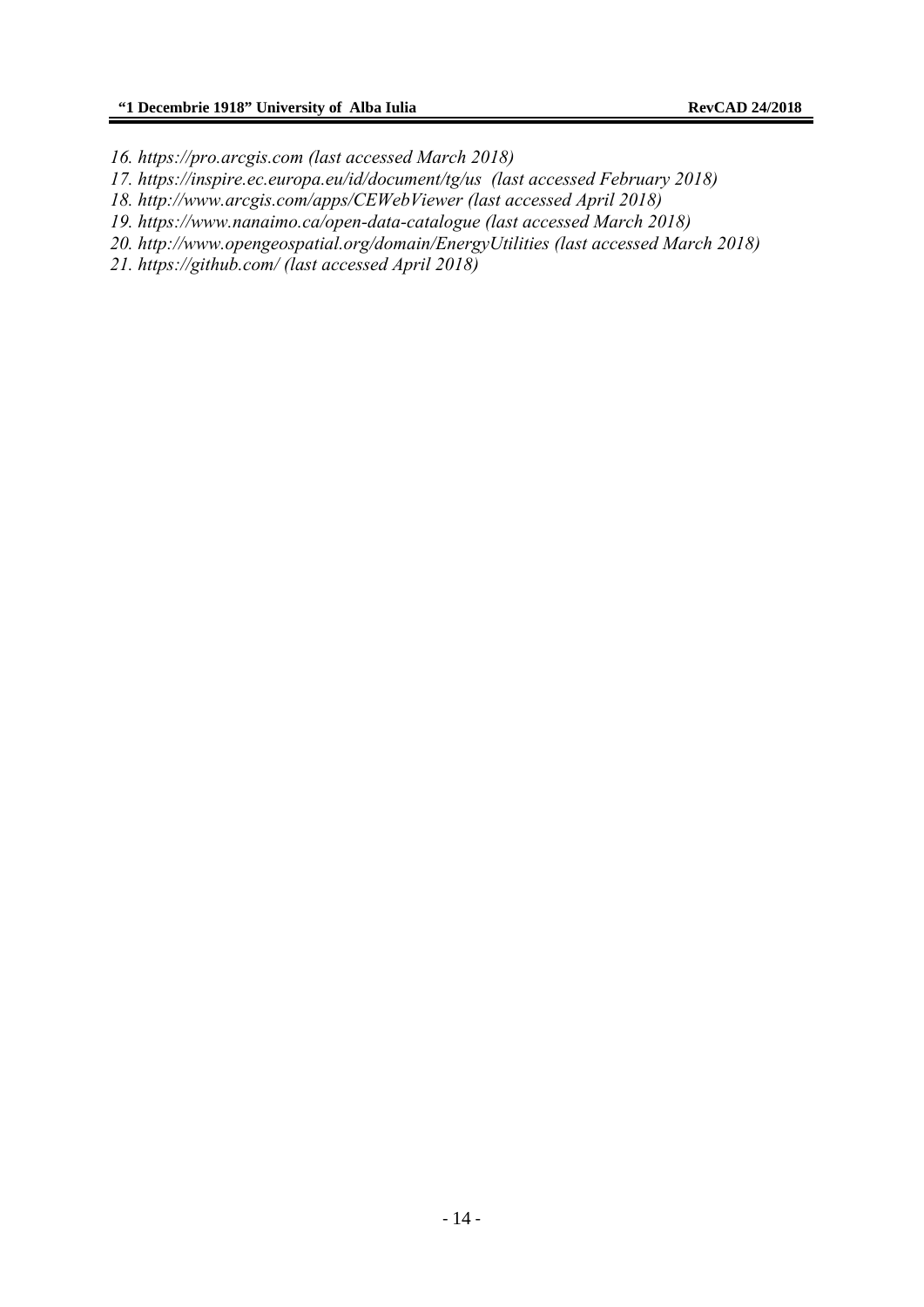*16. https://pro.arcgis.com (last accessed March 2018)*
*17. https://inspire.ec.europa.eu/id/document/tg/us (last accessed February 2018)*
*18. http://www.arcgis.com/apps/CEWebViewer (last accessed April 2018)*
*19. https://www.nanaimo.ca/open-data-catalogue (last accessed March 2018)*
*20. http://www.opengeospatial.org/domain/EnergyUtilities (last accessed March 2018)*
*21. https://github.com/ (last accessed April 2018)*